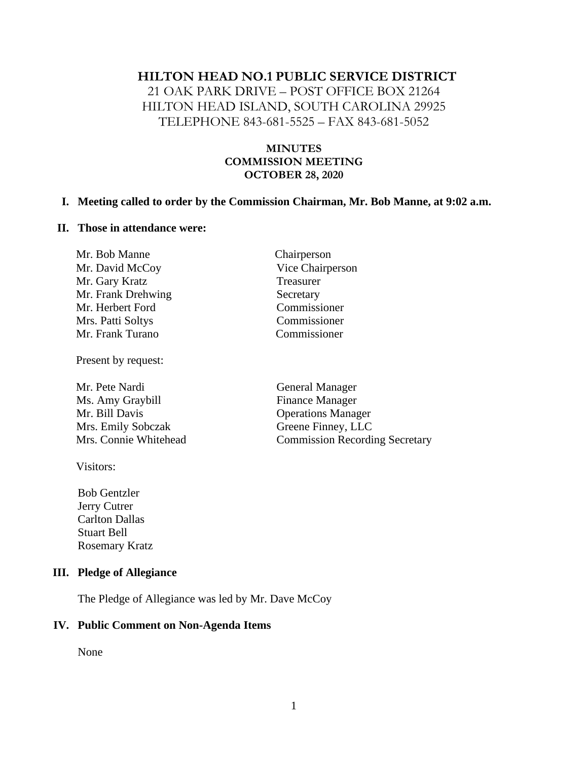# HILTON HEAD NO.1 PUBLIC SERVICE DISTRICT

21 OAK PARK DRIVE – POST OFFICE BOX 21264
HILTON HEAD ISLAND, SOUTH CAROLINA 29925
TELEPHONE 843-681-5525 – FAX 843-681-5052

## MINUTES
## COMMISSION MEETING
## OCTOBER 28, 2020

**I. Meeting called to order by the Commission Chairman, Mr. Bob Manne, at 9:02 a.m.**

**II. Those in attendance were:**

| | |
|---|---|
| Mr. Bob Manne | Chairperson |
| Mr. David McCoy | Vice Chairperson |
| Mr. Gary Kratz | Treasurer |
| Mr. Frank Drehwing | Secretary |
| Mr. Herbert Ford | Commissioner |
| Mrs. Patti Soltys | Commissioner |
| Mr. Frank Turano | Commissioner |

Present by request:

| | |
|---|---|
| Mr. Pete Nardi | General Manager |
| Ms. Amy Graybill | Finance Manager |
| Mr. Bill Davis | Operations Manager |
| Mrs. Emily Sobczak | Greene Finney, LLC |
| Mrs. Connie Whitehead | Commission Recording Secretary |

Visitors:

Bob Gentzler
Jerry Cutrer
Carlton Dallas
Stuart Bell
Rosemary Kratz

**III. Pledge of Allegiance**

The Pledge of Allegiance was led by Mr. Dave McCoy

**IV. Public Comment on Non-Agenda Items**

None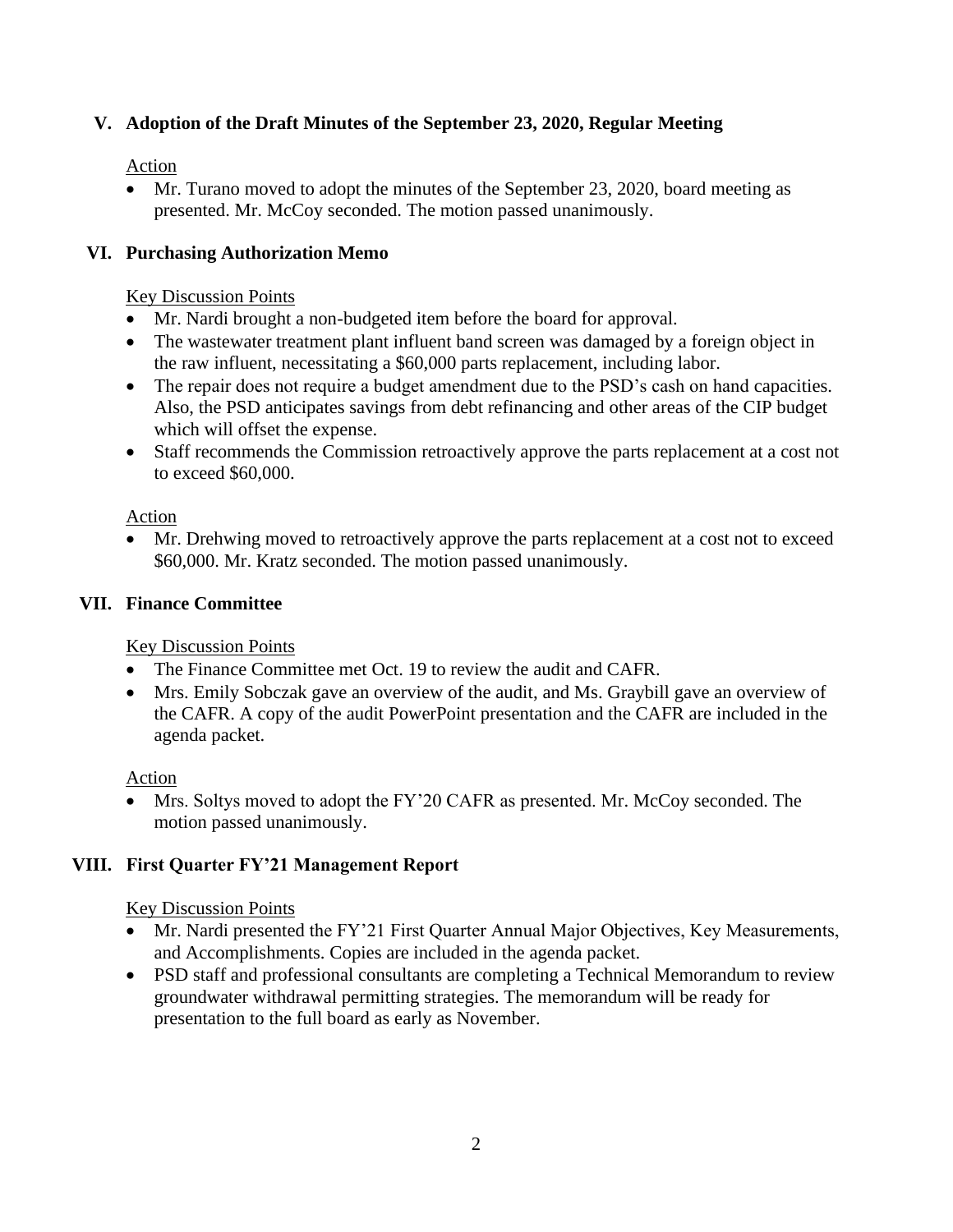## V. Adoption of the Draft Minutes of the September 23, 2020, Regular Meeting

Action

- Mr. Turano moved to adopt the minutes of the September 23, 2020, board meeting as presented. Mr. McCoy seconded. The motion passed unanimously.

## VI. Purchasing Authorization Memo

Key Discussion Points

- Mr. Nardi brought a non-budgeted item before the board for approval.
- The wastewater treatment plant influent band screen was damaged by a foreign object in the raw influent, necessitating a $60,000 parts replacement, including labor.
- The repair does not require a budget amendment due to the PSD's cash on hand capacities. Also, the PSD anticipates savings from debt refinancing and other areas of the CIP budget which will offset the expense.
- Staff recommends the Commission retroactively approve the parts replacement at a cost not to exceed $60,000.

Action

- Mr. Drehwing moved to retroactively approve the parts replacement at a cost not to exceed $60,000. Mr. Kratz seconded. The motion passed unanimously.

## VII. Finance Committee

Key Discussion Points

- The Finance Committee met Oct. 19 to review the audit and CAFR.
- Mrs. Emily Sobczak gave an overview of the audit, and Ms. Graybill gave an overview of the CAFR. A copy of the audit PowerPoint presentation and the CAFR are included in the agenda packet.

Action

- Mrs. Soltys moved to adopt the FY'20 CAFR as presented. Mr. McCoy seconded. The motion passed unanimously.

## VIII. First Quarter FY'21 Management Report

Key Discussion Points

- Mr. Nardi presented the FY'21 First Quarter Annual Major Objectives, Key Measurements, and Accomplishments. Copies are included in the agenda packet.
- PSD staff and professional consultants are completing a Technical Memorandum to review groundwater withdrawal permitting strategies. The memorandum will be ready for presentation to the full board as early as November.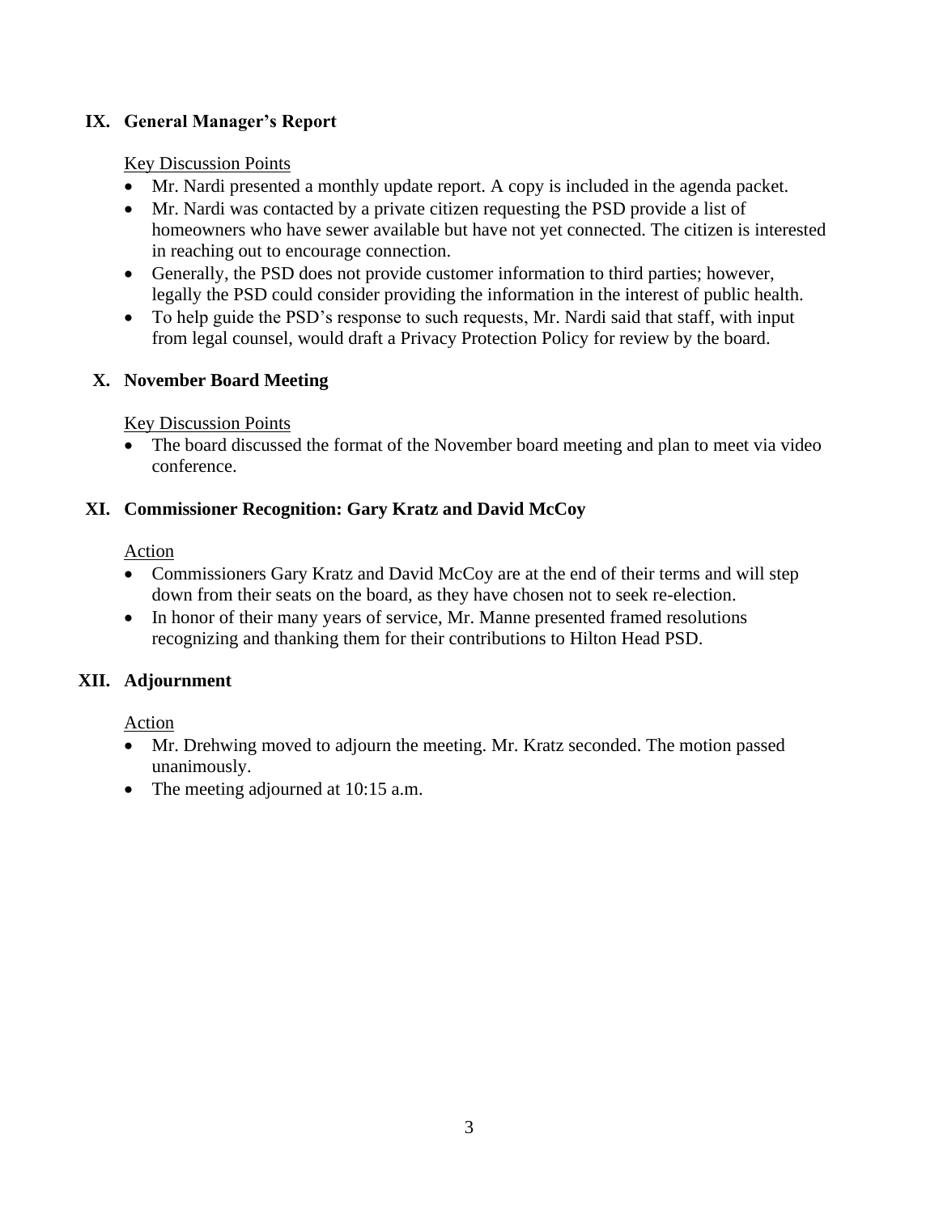## IX. General Manager's Report

Key Discussion Points

- Mr. Nardi presented a monthly update report. A copy is included in the agenda packet.
- Mr. Nardi was contacted by a private citizen requesting the PSD provide a list of homeowners who have sewer available but have not yet connected. The citizen is interested in reaching out to encourage connection.
- Generally, the PSD does not provide customer information to third parties; however, legally the PSD could consider providing the information in the interest of public health.
- To help guide the PSD's response to such requests, Mr. Nardi said that staff, with input from legal counsel, would draft a Privacy Protection Policy for review by the board.

## X. November Board Meeting

Key Discussion Points

- The board discussed the format of the November board meeting and plan to meet via video conference.

## XI. Commissioner Recognition: Gary Kratz and David McCoy

Action

- Commissioners Gary Kratz and David McCoy are at the end of their terms and will step down from their seats on the board, as they have chosen not to seek re-election.
- In honor of their many years of service, Mr. Manne presented framed resolutions recognizing and thanking them for their contributions to Hilton Head PSD.

## XII. Adjournment

Action

- Mr. Drehwing moved to adjourn the meeting. Mr. Kratz seconded. The motion passed unanimously.
- The meeting adjourned at 10:15 a.m.